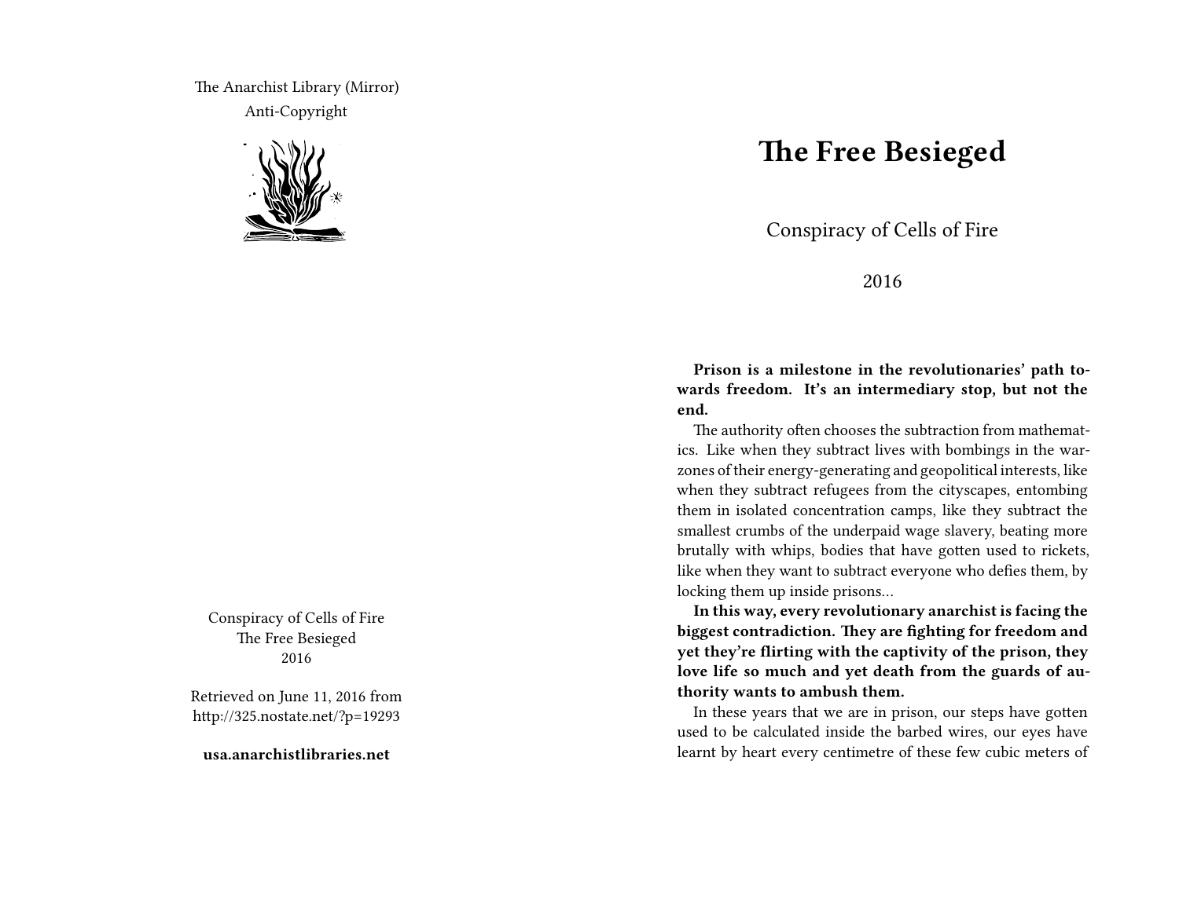The Anarchist Library (Mirror)

Anti-Copyright

Conspiracy of Cells of Fire
The Free Besieged
2016

Retrieved on June 11, 2016 from http://325.nostate.net/?p=19293

**usa.anarchistlibraries.net**

# The Free Besieged

Conspiracy of Cells of Fire

2016

**Prison is a milestone in the revolutionaries' path towards freedom. It's an intermediary stop, but not the end.**

The authority often chooses the subtraction from mathematics. Like when they subtract lives with bombings in the warzones of their energy-generating and geopolitical interests, like when they subtract refugees from the cityscapes, entombing them in isolated concentration camps, like they subtract the smallest crumbs of the underpaid wage slavery, beating more brutally with whips, bodies that have gotten used to rickets, like when they want to subtract everyone who defies them, by locking them up inside prisons…

**In this way, every revolutionary anarchist is facing the biggest contradiction. They are fighting for freedom and yet they're flirting with the captivity of the prison, they love life so much and yet death from the guards of authority wants to ambush them.**

In these years that we are in prison, our steps have gotten used to be calculated inside the barbed wires, our eyes have learnt by heart every centimetre of these few cubic meters of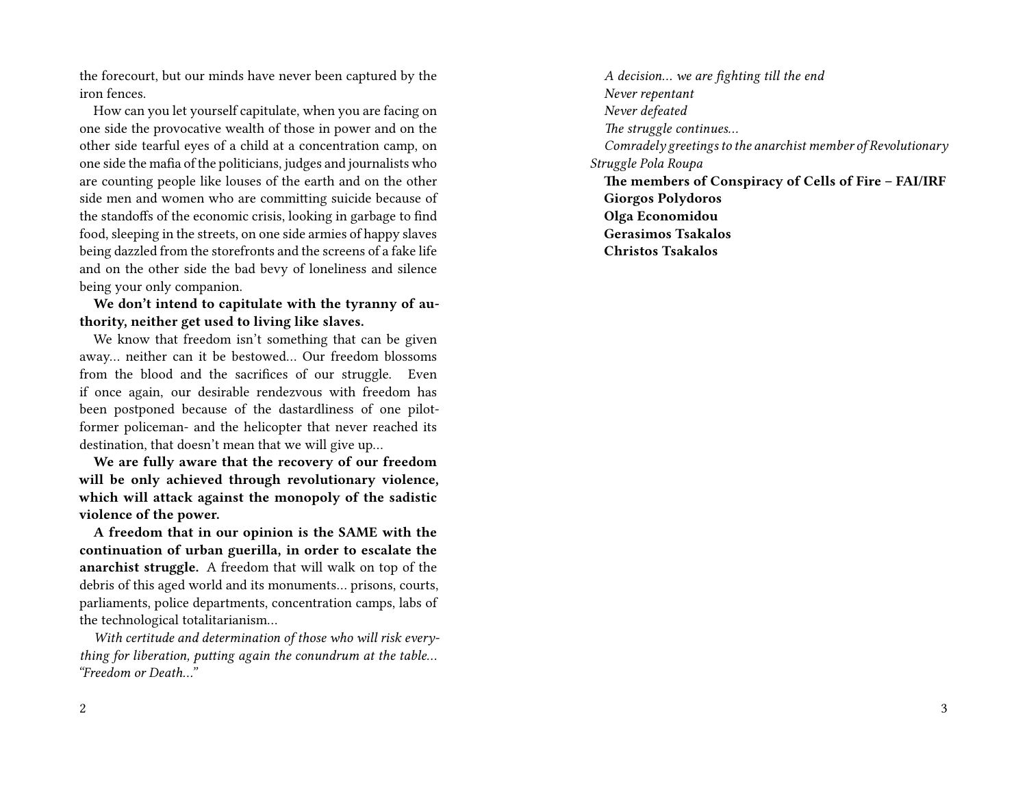the forecourt, but our minds have never been captured by the iron fences.

How can you let yourself capitulate, when you are facing on one side the provocative wealth of those in power and on the other side tearful eyes of a child at a concentration camp, on one side the mafia of the politicians, judges and journalists who are counting people like louses of the earth and on the other side men and women who are committing suicide because of the standoffs of the economic crisis, looking in garbage to find food, sleeping in the streets, on one side armies of happy slaves being dazzled from the storefronts and the screens of a fake life and on the other side the bad bevy of loneliness and silence being your only companion.

**We don't intend to capitulate with the tyranny of authority, neither get used to living like slaves.**

We know that freedom isn't something that can be given away… neither can it be bestowed… Our freedom blossoms from the blood and the sacrifices of our struggle. Even if once again, our desirable rendezvous with freedom has been postponed because of the dastardliness of one pilot-former policeman- and the helicopter that never reached its destination, that doesn't mean that we will give up…

**We are fully aware that the recovery of our freedom will be only achieved through revolutionary violence, which will attack against the monopoly of the sadistic violence of the power.**

**A freedom that in our opinion is the SAME with the continuation of urban guerilla, in order to escalate the anarchist struggle.** A freedom that will walk on top of the debris of this aged world and its monuments… prisons, courts, parliaments, police departments, concentration camps, labs of the technological totalitarianism…

*With certitude and determination of those who will risk everything for liberation, putting again the conundrum at the table… "Freedom or Death…"*

*A decision… we are fighting till the end*

*Never repentant*

*Never defeated*

*The struggle continues…*

*Comradely greetings to the anarchist member of Revolutionary Struggle Pola Roupa*

**The members of Conspiracy of Cells of Fire – FAI/IRF**

**Giorgos Polydoros**

**Olga Economidou**

**Gerasimos Tsakalos**

**Christos Tsakalos**